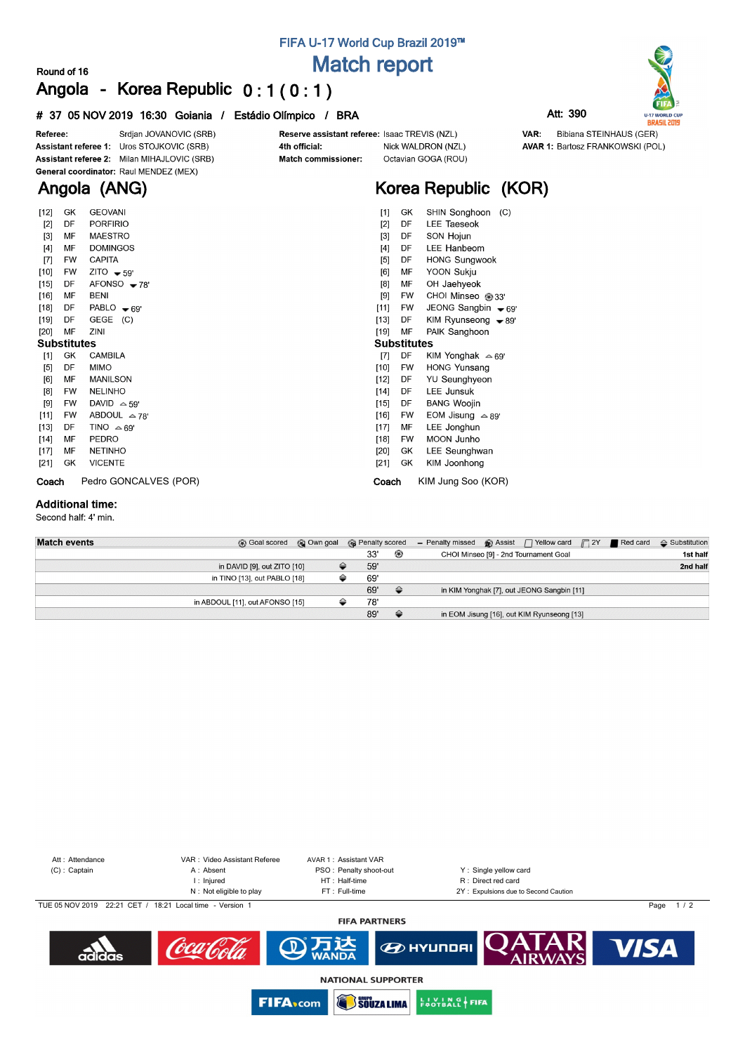# FIFA U-17 World Cup Brazil 2019™

## Match report

Round of 16

**Angola - Korea Republic 0 : 1 ( 0 : 1 )**

**# 37 05 NOV 2019 16:30 Goiania / Estádio Olímpico / BRA**

**Att: 390**

**Referee:** Srdjan JOVANOVIC (SRB)
**Assistant referee 1:** Uros STOJKOVIC (SRB)
**Assistant referee 2:** Milan MIHAJLOVIC (SRB)
**General coordinator:** Raul MENDEZ (MEX)

**Reserve assistant referee:** Isaac TREVIS (NZL)
**4th official:** Nick WALDRON (NZL)
**Match commissioner:** Octavian GOGA (ROU)

**VAR:** Bibiana STEINHAUS (GER)
**AVAR 1:** Bartosz FRANKOWSKI (POL)

## Angola (ANG)

| | | |
|---|---|---|
| [12] | GK | GEOVANI |
| [2] | DF | PORFIRIO |
| [3] | MF | MAESTRO |
| [4] | MF | DOMINGOS |
| [7] | FW | CAPITA |
| [10] | FW | ZITO ▼59' |
| [15] | DF | AFONSO ▼78' |
| [16] | MF | BENI |
| [18] | DF | PABLO ▼69' |
| [19] | DF | GEGE (C) |
| [20] | MF | ZINI |

**Substitutes**

| | | |
|---|---|---|
| [1] | GK | CAMBILA |
| [5] | DF | MIMO |
| [6] | MF | MANILSON |
| [8] | FW | NELINHO |
| [9] | FW | DAVID ▲59' |
| [11] | FW | ABDOUL ▲78' |
| [13] | DF | TINO ▲69' |
| [14] | MF | PEDRO |
| [17] | MF | NETINHO |
| [21] | GK | VICENTE |

**Coach** Pedro GONCALVES (POR)

## Korea Republic (KOR)

| | | |
|---|---|---|
| [1] | GK | SHIN Songhoon (C) |
| [2] | DF | LEE Taeseok |
| [3] | DF | SON Hojun |
| [4] | DF | LEE Hanbeom |
| [5] | DF | HONG Sungwook |
| [6] | MF | YOON Sukju |
| [8] | MF | OH Jaehyeok |
| [9] | FW | CHOI Minseo ⚽33' |
| [11] | FW | JEONG Sangbin ▼69' |
| [13] | DF | KIM Ryunseong ▼89' |
| [19] | MF | PAIK Sanghoon |

**Substitutes**

| | | |
|---|---|---|
| [7] | DF | KIM Yonghak ▲69' |
| [10] | FW | HONG Yunsang |
| [12] | DF | YU Seunghyeon |
| [14] | DF | LEE Junsuk |
| [15] | DF | BANG Woojin |
| [16] | FW | EOM Jisung ▲89' |
| [17] | MF | LEE Jonghun |
| [18] | FW | MOON Junho |
| [20] | GK | LEE Seunghwan |
| [21] | GK | KIM Joonhong |

**Coach** KIM Jung Soo (KOR)

**Additional time:**
Second half: 4' min.

**Match events**

| Angola | Minute | Korea Republic | |
|---|---|---|---|
| | 33' | Goal: CHOI Minseo [9] - 2nd Tournament Goal | 1st half |
| Substitution: in DAVID [9], out ZITO [10] | 59' | | 2nd half |
| Substitution: in TINO [13], out PABLO [18] | 69' | | |
| | 69' | Substitution: in KIM Yonghak [7], out JEONG Sangbin [11] | |
| Substitution: in ABDOUL [11], out AFONSO [15] | 78' | | |
| | 89' | Substitution: in EOM Jisung [16], out KIM Ryunseong [13] | |

Att : Attendance
(C) : Captain
VAR : Video Assistant Referee
A : Absent
I : Injured
N : Not eligible to play
AVAR 1 : Assistant VAR
PSO : Penalty shoot-out
HT : Half-time
FT : Full-time
Y : Single yellow card
R : Direct red card
2Y : Expulsions due to Second Caution

TUE 05 NOV 2019 22:21 CET / 18:21 Local time - Version 1

FIFA PARTNERS

NATIONAL SUPPORTER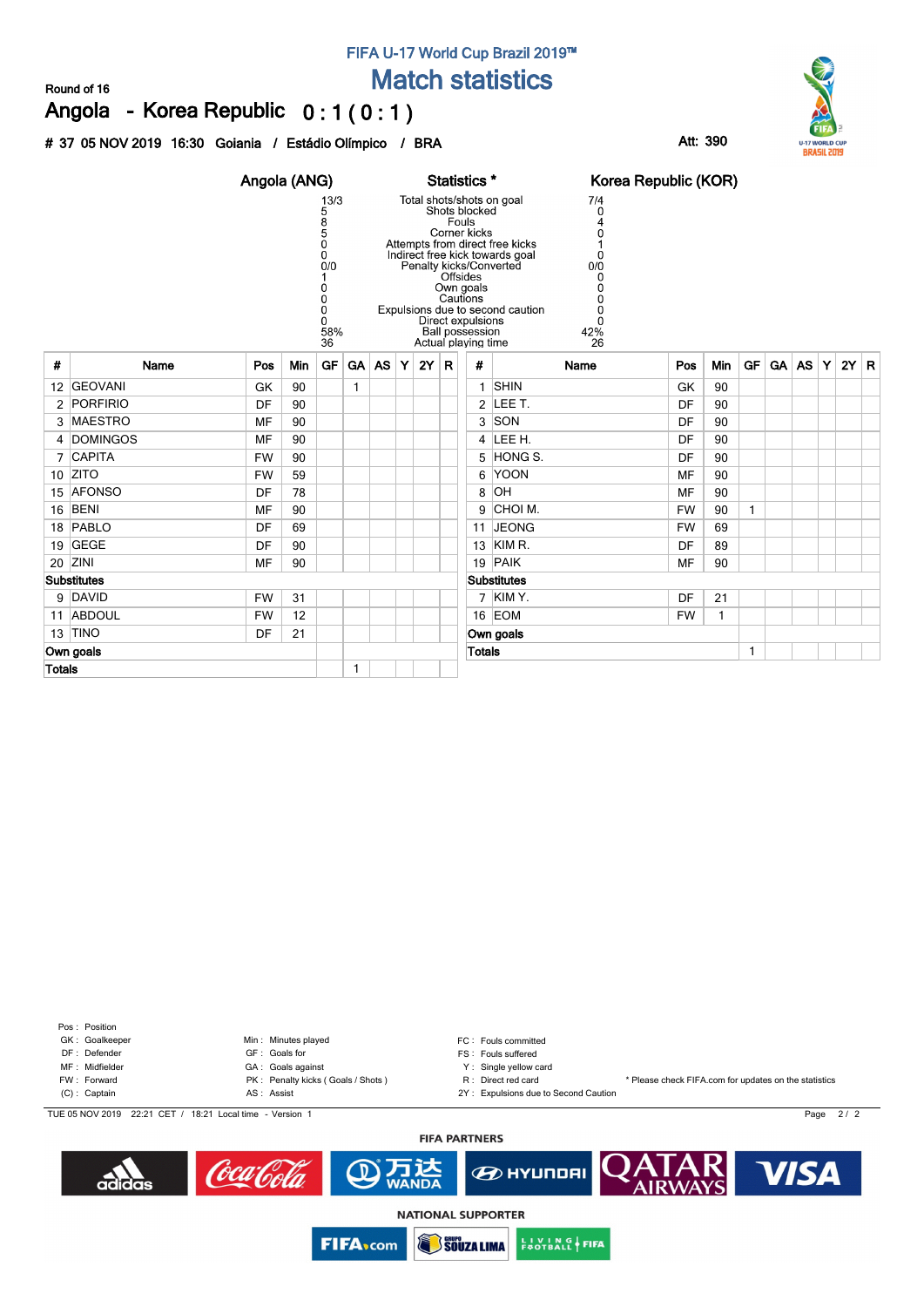FIFA U-17 World Cup Brazil 2019™

# Match statistics

Round of 16

## Angola - Korea Republic 0 : 1 ( 0 : 1 )

# 37 05 NOV 2019 16:30 Goiania / Estádio Olímpico / BRA

Att: 390

| Angola (ANG) | Statistics * | Korea Republic (KOR) |
|---|---|---|
| 13/3 | Total shots/shots on goal | 7/4 |
| 5 | Shots blocked | 0 |
| 8 | Fouls | 4 |
| 5 | Corner kicks | 0 |
| 0 | Attempts from direct free kicks | 1 |
| 0 | Indirect free kick towards goal | 0 |
| 0/0 | Penalty kicks/Converted | 0/0 |
| 1 | Offsides | 0 |
| 0 | Own goals | 0 |
| 0 | Cautions | 0 |
| 0 | Expulsions due to second caution | 0 |
| 0 | Direct expulsions | 0 |
| 58% | Ball possession | 42% |
| 36 | Actual playing time | 26 |

### Angola

| # | Name | Pos | Min | GF | GA | AS | Y | 2Y | R |
|---|---|---|---|---|---|---|---|---|---|
| 12 | GEOVANI | GK | 90 | | 1 | | | | |
| 2 | PORFIRIO | DF | 90 | | | | | | |
| 3 | MAESTRO | MF | 90 | | | | | | |
| 4 | DOMINGOS | MF | 90 | | | | | | |
| 7 | CAPITA | FW | 90 | | | | | | |
| 10 | ZITO | FW | 59 | | | | | | |
| 15 | AFONSO | DF | 78 | | | | | | |
| 16 | BENI | MF | 90 | | | | | | |
| 18 | PABLO | DF | 69 | | | | | | |
| 19 | GEGE | DF | 90 | | | | | | |
| 20 | ZINI | MF | 90 | | | | | | |
| **Substitutes** | | | | | | | | | |
| 9 | DAVID | FW | 31 | | | | | | |
| 11 | ABDOUL | FW | 12 | | | | | | |
| 13 | TINO | DF | 21 | | | | | | |
| **Own goals** | | | | | | | | | |
| **Totals** | | | | | 1 | | | | |

### Korea Republic

| # | Name | Pos | Min | GF | GA | AS | Y | 2Y | R |
|---|---|---|---|---|---|---|---|---|---|
| 1 | SHIN | GK | 90 | | | | | | |
| 2 | LEE T. | DF | 90 | | | | | | |
| 3 | SON | DF | 90 | | | | | | |
| 4 | LEE H. | DF | 90 | | | | | | |
| 5 | HONG S. | DF | 90 | | | | | | |
| 6 | YOON | MF | 90 | | | | | | |
| 8 | OH | MF | 90 | | | | | | |
| 9 | CHOI M. | FW | 90 | 1 | | | | | |
| 11 | JEONG | FW | 69 | | | | | | |
| 13 | KIM R. | DF | 89 | | | | | | |
| 19 | PAIK | MF | 90 | | | | | | |
| **Substitutes** | | | | | | | | | |
| 7 | KIM Y. | DF | 21 | | | | | | |
| 16 | EOM | FW | 1 | | | | | | |
| **Own goals** | | | | | | | | | |
| **Totals** | | | | 1 | | | | | |

Pos : Position
GK : Goalkeeper
DF : Defender
MF : Midfielder
FW : Forward
(C) : Captain

Min : Minutes played
GF : Goals for
GA : Goals against
PK : Penalty kicks ( Goals / Shots )
AS : Assist

FC : Fouls committed
FS : Fouls suffered
Y : Single yellow card
R : Direct red card
2Y : Expulsions due to Second Caution

\* Please check FIFA.com for updates on the statistics

TUE 05 NOV 2019 22:21 CET / 18:21 Local time - Version 1

FIFA PARTNERS

NATIONAL SUPPORTER